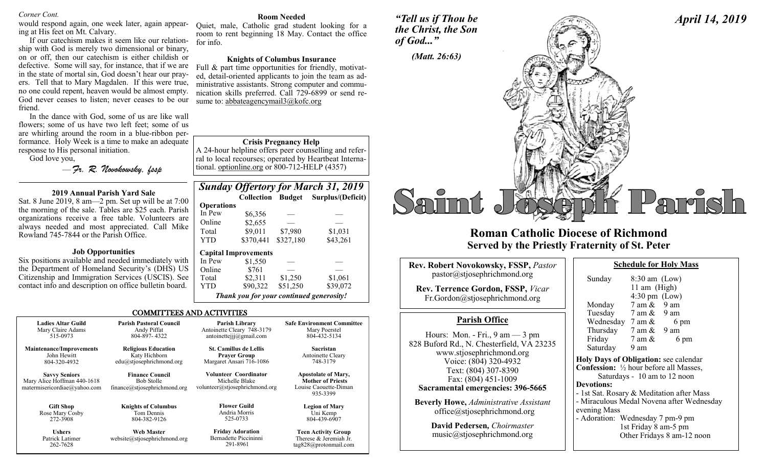*Corner Cont.*

would respond again, one week later, again appearing at His feet on Mt. Calvary.

If our catechism makes it seem like our relationship with God is merely two dimensional or binary, on or off, then our catechism is either childish or defective. Some will say, for instance, that if we are in the state of mortal sin, God doesn't hear our prayers. Tell that to Mary Magdalen. If this were true, no one could repent, heaven would be almost empty. God never ceases to listen; never ceases to be our friend.

In the dance with God, some of us are like wall flowers; some of us have two left feet; some of us are whirling around the room in a blue-ribbon performance. Holy Week is a time to make an adequate response to His personal initiation.

God love you,

*—Fr. R. Novokowsky, fssp*

### 2019 Annual Parish Yard Sale

Sat. 8 June 2019, 8 am—2 pm. Set up will be at 7:00 the morning of the sale. Tables are $25 each. Parish organizations receive a free table. Volunteers are always needed and most appreciated. Call Mike Rowland 745-7844 or the Parish Office.

### Job Opportunities

Six positions available and needed immediately with the Department of Homeland Security's (DHS) US Citizenship and Immigration Services (USCIS). See contact info and description on office bulletin board.

### Room Needed

Quiet, male, Catholic grad student looking for a room to rent beginning 18 May. Contact the office for info.

### Knights of Columbus Insurance

Full & part time opportunities for friendly, motivated, detail-oriented applicants to join the team as administrative assistants. Strong computer and communication skills preferred. Call 729-6899 or send resume to: abbateagencymail3@kofc.org

### Crisis Pregnancy Help

A 24-hour helpline offers peer counselling and referral to local recourses; operated by Heartbeat International. optionline.org or 800-712-HELP (4357)

### *Sunday Offertory for March 31, 2019*

| | Collection | Budget | Surplus/(Deficit) |
|---|---|---|---|
| **Operations** | | | |
| In Pew | $6,356 | — | — |
| Online | $2,655 | — | — |
| Total | $9,011 | $7,980 | $1,031 |
| YTD | $370,441 | $327,180 | $43,261 |
| **Capital Improvements** | | | |
| In Pew | $1,550 | — | — |
| Online | $761 | — | — |
| Total | $2,311 | $1,250 | $1,061 |
| YTD | $90,322 | $51,250 | $39,072 |

***Thank you for your continued generosity!***

## COMMITTEES AND ACTIVITIES

| | | | |
|---|---|---|---|
| **Ladies Altar Guild**<br>Mary Claire Adams<br>515-0973 | **Parish Pastoral Council**<br>Andy Piffat<br>804-897- 4322 | **Parish Library**<br>Antoinette Cleary 748-3179<br>antoinettejjj@gmail.com | **Safe Environment Committee**<br>Mary Poerstel<br>804-432-5134 |
| **Maintenance/Improvements**<br>John Hewitt<br>804-320-4932 | **Religious Education**<br>Katy Hichborn<br>edu@stjosephrichmond.org | **St. Camillus de Lellis Prayer Group**<br>Margaret Ansari 716-1086 | **Sacristan**<br>Antoinette Cleary<br>748-3179 |
| **Savvy Seniors**<br>Mary Alice Hoffman 440-1618<br>matermisericordiae@yahoo.com | **Finance Council**<br>Bob Stolle<br>finance@stjosephrichmond.org | **Volunteer Coordinator**<br>Michelle Blake<br>volunteer@stjosephrichmond.org | **Apostolate of Mary, Mother of Priests**<br>Louise Caouette-Diman<br>935-3399 |
| **Gift Shop**<br>Rose Mary Cosby<br>272-3908 | **Knights of Columbus**<br>Tom Dennis<br>804-382-9126 | **Flower Guild**<br>Andria Morris<br>525-0733 | **Legion of Mary**<br>Uni Kemp<br>804-439-6907 |
| **Ushers**<br>Patrick Latimer<br>262-7628 | **Web Master**<br>website@stjosephrichmond.org | **Friday Adoration**<br>Bernadette Piccininni<br>291-8961 | **Teen Activity Group**<br>Therese & Jeremiah Jr.<br>tag828@protonmail.com |

*"Tell us if Thou be the Christ, the Son of God..."*

*(Matt. 26:63)*

*April 14, 2019*

# Saint Joseph Parish

## Roman Catholic Diocese of Richmond
## Served by the Priestly Fraternity of St. Peter

**Rev. Robert Novokowsky, FSSP,** *Pastor*
pastor@stjosephrichmond.org

**Rev. Terrence Gordon, FSSP,** *Vicar*
Fr.Gordon@stjosephrichmond.org

### Parish Office

Hours: Mon. - Fri., 9 am — 3 pm
828 Buford Rd., N. Chesterfield, VA 23235
www.stjosephrichmond.org
Voice: (804) 320-4932
Text: (804) 307-8390
Fax: (804) 451-1009
**Sacramental emergencies: 396-5665**

**Beverly Howe,** *Administrative Assistant*
office@stjosephrichmond.org

**David Pedersen,** *Choirmaster*
music@stjosephrichmond.org

### Schedule for Holy Mass

| | |
|---|---|
| Sunday | 8:30 am (Low)<br>11 am (High)<br>4:30 pm (Low) |
| Monday | 7 am & 9 am |
| Tuesday | 7 am & 9 am |
| Wednesday | 7 am & 6 pm |
| Thursday | 7 am & 9 am |
| Friday | 7 am & 6 pm |
| Saturday | 9 am |

**Holy Days of Obligation:** see calendar
**Confession:** ½ hour before all Masses, Saturdays - 10 am to 12 noon
**Devotions:**
- 1st Sat. Rosary & Meditation after Mass
- Miraculous Medal Novena after Wednesday evening Mass
- Adoration: Wednesday 7 pm-9 pm
  1st Friday 8 am-5 pm
  Other Fridays 8 am-12 noon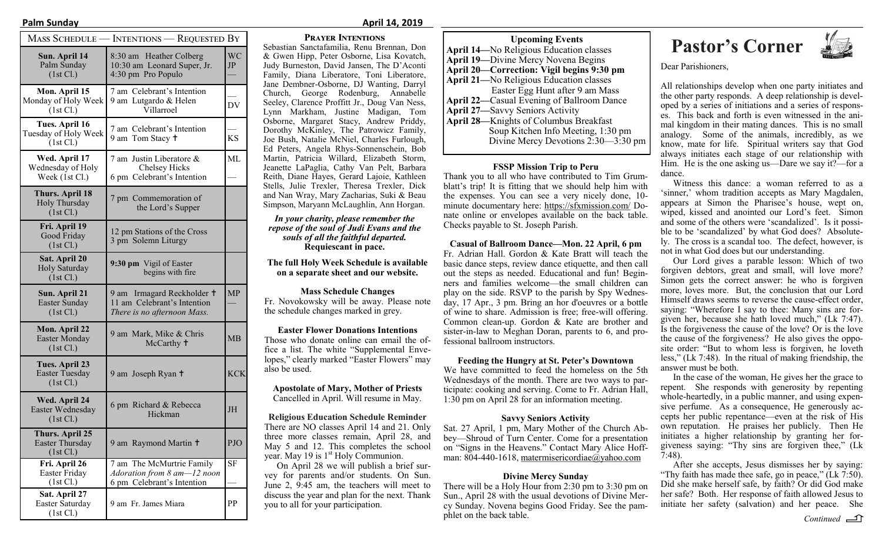| Mass Schedule — Intentions — Requested By | | |
|---|---|---|
| Sun. April 14 Palm Sunday (1st Cl.) | 8:30 am Heather Colberg<br>10:30 am Leonard Super, Jr.<br>4:30 pm Pro Populo | WC<br>JP<br>— |
| Mon. April 15 Monday of Holy Week (1st Cl.) | 7 am Celebrant's Intention<br>9 am Lutgardo & Helen Villarroel | —<br>DV |
| Tues. April 16 Tuesday of Holy Week (1st Cl.) | 7 am Celebrant's Intention<br>9 am Tom Stacy ✝ | —<br>KS |
| Wed. April 17 Wednesday of Holy Week (1st Cl.) | 7 am Justin Liberatore & Chelsey Hicks<br>6 pm Celebrant's Intention | ML<br>— |
| Thurs. April 18 Holy Thursday (1st Cl.) | 7 pm Commemoration of the Lord's Supper | |
| Fri. April 19 Good Friday (1st Cl.) | 12 pm Stations of the Cross<br>3 pm Solemn Liturgy | |
| Sat. April 20 Holy Saturday (1st Cl.) | **9:30 pm** Vigil of Easter begins with fire | |
| Sun. April 21 Easter Sunday (1st Cl.) | 9 am Irmagard Reckholder ✝<br>11 am Celebrant's Intention<br>*There is no afternoon Mass.* | MP<br>— |
| Mon. April 22 Easter Monday (1st Cl.) | 9 am Mark, Mike & Chris McCarthy ✝ | MB |
| Tues. April 23 Easter Tuesday (1st Cl.) | 9 am Joseph Ryan ✝ | KCK |
| Wed. April 24 Easter Wednesday (1st Cl.) | 6 pm Richard & Rebecca Hickman | JH |
| Thurs. April 25 Easter Thursday (1st Cl.) | 9 am Raymond Martin ✝ | PJO |
| Fri. April 26 Easter Friday (1st Cl.) | 7 am The McMurtrie Family<br>*Adoration from 8 am—12 noon*<br>6 pm Celebrant's Intention | SF<br>— |
| Sat. April 27 Easter Saturday (1st Cl.) | 9 am Fr. James Miara | PP |

## Prayer Intentions

Sebastian Sanctafamilia, Renu Brennan, Don & Gwen Hipp, Peter Osborne, Lisa Kovatch, Judy Burneston, David Jansen, The D'Aconti Family, Diana Liberatore, Toni Liberatore, Jane Dembner-Osborne, DJ Wanting, Darryl Church, George Rodenburg, Annabelle Seeley, Clarence Proffitt Jr., Doug Van Ness, Lynn Markham, Justine Madigan, Tom Osborne, Margaret Stacy, Andrew Priddy, Dorothy McKinley, The Patrowicz Family, Joe Bush, Natalie McNiel, Charles Furlough, Ed Peters, Angela Rhys-Sonnenschein, Bob Martin, Patricia Willard, Elizabeth Storm, Jeanette LaPaglia, Cathy Van Pelt, Barbara Reith, Diane Hayes, Gerard Lajoie, Kathleen Stells, Julie Trexler, Theresa Trexler, Dick and Nan Wray, Mary Zacharias, Suki & Beau Simpson, Maryann McLaughlin, Ann Horgan.

***In your charity, please remember the repose of the soul of Judi Evans and the souls of all the faithful departed.***
**Requiescant in pace.**

**The full Holy Week Schedule is available on a separate sheet and our website.**

### Mass Schedule Changes

Fr. Novokowsky will be away. Please note the schedule changes marked in grey.

### Easter Flower Donations Intentions

Those who donate online can email the office a list. The white "Supplemental Envelopes," clearly marked "Easter Flowers" may also be used.

### Apostolate of Mary, Mother of Priests

Cancelled in April. Will resume in May.

### Religious Education Schedule Reminder

There are NO classes April 14 and 21. Only three more classes remain, April 28, and May 5 and 12. This completes the school year. May 19 is 1st Holy Communion.

On April 28 we will publish a brief survey for parents and/or students. On Sun. June 2, 9:45 am, the teachers will meet to discuss the year and plan for the next. Thank you to all for your participation.

### Upcoming Events

**April 14—**No Religious Education classes
**April 19—**Divine Mercy Novena Begins
**April 20—Correction: Vigil begins 9:30 pm**
**April 21—**No Religious Education classes
Easter Egg Hunt after 9 am Mass
**April 22—**Casual Evening of Ballroom Dance
**April 27—**Savvy Seniors Activity
**April 28—**Knights of Columbus Breakfast
Soup Kitchen Info Meeting, 1:30 pm
Divine Mercy Devotions 2:30—3:30 pm

### FSSP Mission Trip to Peru

Thank you to all who have contributed to Tim Grumblatt's trip! It is fitting that we should help him with the expenses. You can see a very nicely done, 10-minute documentary here: https://sfxmission.com/ Donate online or envelopes available on the back table. Checks payable to St. Joseph Parish.

### Casual of Ballroom Dance—Mon. 22 April, 6 pm

Fr. Adrian Hall. Gordon & Kate Bratt will teach the basic dance steps, review dance etiquette, and then call out the steps as needed. Educational and fun! Beginners and families welcome—the small children can play on the side. RSVP to the parish by Spy Wednesday, 17 Apr., 3 pm. Bring an hor d'oeuvres or a bottle of wine to share. Admission is free; free-will offering. Common clean-up. Gordon & Kate are brother and sister-in-law to Meghan Doran, parents to 6, and professional ballroom instructors.

### Feeding the Hungry at St. Peter's Downtown

We have committed to feed the homeless on the 5th Wednesdays of the month. There are two ways to participate: cooking and serving. Come to Fr. Adrian Hall, 1:30 pm on April 28 for an information meeting.

### Savvy Seniors Activity

Sat. 27 April, 1 pm, Mary Mother of the Church Abbey—Shroud of Turn Center. Come for a presentation on "Signs in the Heavens." Contact Mary Alice Hoffman: 804-440-1618, matermisericordiae@yahoo.com

### Divine Mercy Sunday

There will be a Holy Hour from 2:30 pm to 3:30 pm on Sun., April 28 with the usual devotions of Divine Mercy Sunday. Novena begins Good Friday. See the pamphlet on the back table.

# Pastor's Corner

Dear Parishioners,

All relationships develop when one party initiates and the other party responds. A deep relationship is developed by a series of initiations and a series of responses. This back and forth is even witnessed in the animal kingdom in their mating dances. This is no small analogy. Some of the animals, incredibly, as we know, mate for life. Spiritual writers say that God always initiates each stage of our relationship with Him. He is the one asking us—Dare we say it?—for a dance.

Witness this dance: a woman referred to as a 'sinner,' whom tradition accepts as Mary Magdalen, appears at Simon the Pharisee's house, wept on, wiped, kissed and anointed our Lord's feet. Simon and some of the others were 'scandalized'. Is it possible to be 'scandalized' by what God does? Absolutely. The cross is a scandal too. The defect, however, is not in what God does but our understanding.

Our Lord gives a parable lesson: Which of two forgiven debtors, great and small, will love more? Simon gets the correct answer: he who is forgiven more, loves more. But, the conclusion that our Lord Himself draws seems to reverse the cause-effect order, saying: "Wherefore I say to thee: Many sins are forgiven her, because she hath loved much," (Lk 7:47). Is the forgiveness the cause of the love? Or is the love the cause of the forgiveness? He also gives the opposite order: "But to whom less is forgiven, he loveth less," (Lk 7:48). In the ritual of making friendship, the answer must be both.

In the case of the woman, He gives her the grace to repent. She responds with generosity by repenting whole-heartedly, in a public manner, and using expensive perfume. As a consequence, He generously accepts her public repentance—even at the risk of His own reputation. He praises her publicly. Then He initiates a higher relationship by granting her forgiveness saying: "Thy sins are forgiven thee," (Lk 7:48).

After she accepts, Jesus dismisses her by saying: "Thy faith has made thee safe, go in peace," (Lk 7:50). Did she make herself safe, by faith? Or did God make her safe? Both. Her response of faith allowed Jesus to initiate her safety (salvation) and her peace. She

*Continued*